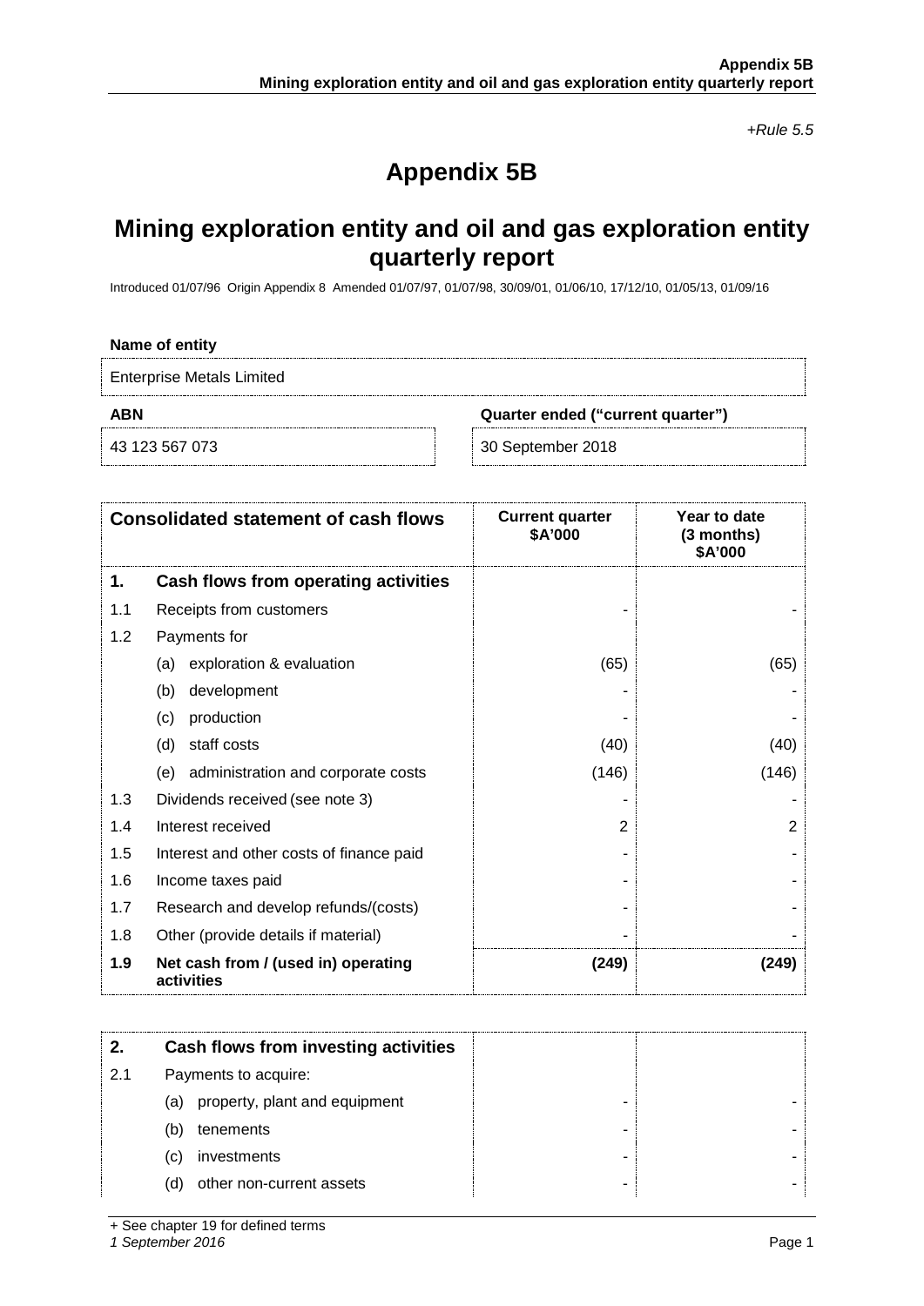*+Rule 5.5*

# Appendix 5B

## Mining exploration entity and oil and gas exploration entity quarterly report

Introduced 01/07/96 Origin Appendix 8 Amended 01/07/97, 01/07/98, 30/09/01, 01/06/10, 17/12/10, 01/05/13, 01/09/16

**Name of entity**

Enterprise Metals Limited

| **ABN** | **Quarter ended ("current quarter")** |
|---|---|
| 43 123 567 073 | 30 September 2018 |

| | **Consolidated statement of cash flows** | **Current quarter $A'000** | **Year to date (3 months) $A'000** |
|---|---|---|---|
| **1.** | **Cash flows from operating activities** | | |
| 1.1 | Receipts from customers | - | - |
| 1.2 | Payments for | | |
| | (a) exploration & evaluation | (65) | (65) |
| | (b) development | - | - |
| | (c) production | - | - |
| | (d) staff costs | (40) | (40) |
| | (e) administration and corporate costs | (146) | (146) |
| 1.3 | Dividends received (see note 3) | - | - |
| 1.4 | Interest received | 2 | 2 |
| 1.5 | Interest and other costs of finance paid | - | - |
| 1.6 | Income taxes paid | - | - |
| 1.7 | Research and develop refunds/(costs) | - | - |
| 1.8 | Other (provide details if material) | - | - |
| **1.9** | **Net cash from / (used in) operating activities** | **(249)** | **(249)** |

| | | | |
|---|---|---|---|
| **2.** | **Cash flows from investing activities** | | |
| 2.1 | Payments to acquire: | | |
| | (a) property, plant and equipment | - | - |
| | (b) tenements | - | - |
| | (c) investments | - | - |
| | (d) other non-current assets | - | - |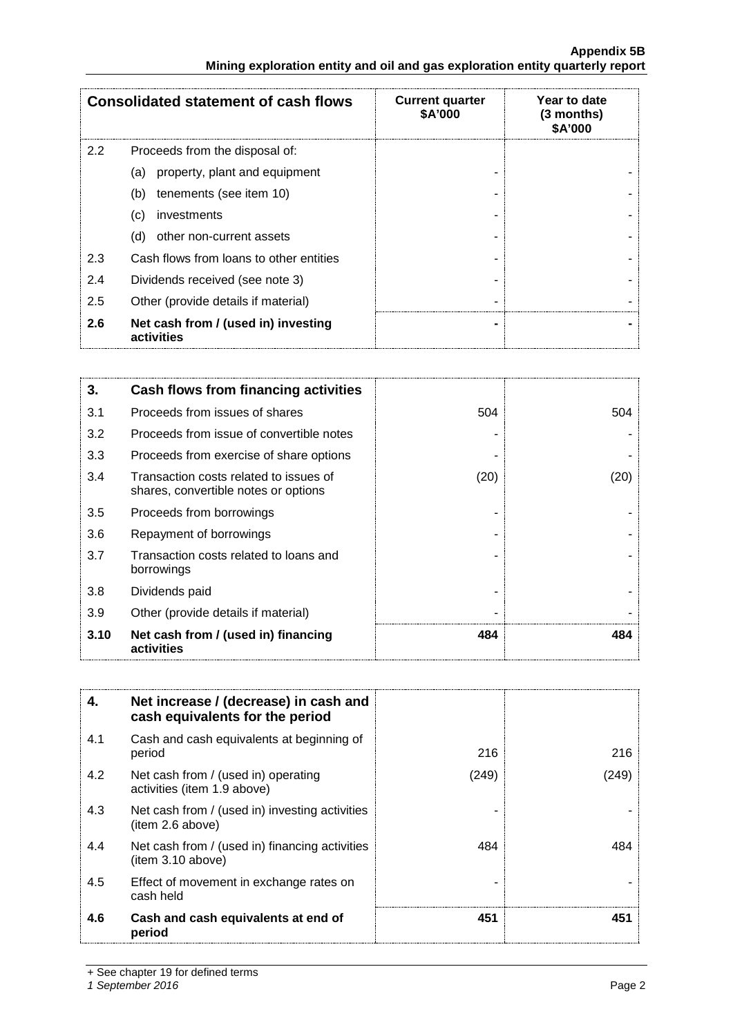| Consolidated statement of cash flows | | Current quarter \$A'000 | Year to date (3 months) \$A'000 |
|---|---|---|---|
| 2.2 | Proceeds from the disposal of: | | |
| | (a) property, plant and equipment | - | - |
| | (b) tenements (see item 10) | - | - |
| | (c) investments | - | - |
| | (d) other non-current assets | - | - |
| 2.3 | Cash flows from loans to other entities | - | - |
| 2.4 | Dividends received (see note 3) | - | - |
| 2.5 | Other (provide details if material) | - | - |
| **2.6** | **Net cash from / (used in) investing activities** | **-** | **-** |

| 3. | Cash flows from financing activities | | |
|---|---|---|---|
| 3.1 | Proceeds from issues of shares | 504 | 504 |
| 3.2 | Proceeds from issue of convertible notes | - | - |
| 3.3 | Proceeds from exercise of share options | - | - |
| 3.4 | Transaction costs related to issues of shares, convertible notes or options | (20) | (20) |
| 3.5 | Proceeds from borrowings | - | - |
| 3.6 | Repayment of borrowings | - | - |
| 3.7 | Transaction costs related to loans and borrowings | - | - |
| 3.8 | Dividends paid | - | - |
| 3.9 | Other (provide details if material) | - | - |
| **3.10** | **Net cash from / (used in) financing activities** | **484** | **484** |

| 4. | Net increase / (decrease) in cash and cash equivalents for the period | | |
|---|---|---|---|
| 4.1 | Cash and cash equivalents at beginning of period | 216 | 216 |
| 4.2 | Net cash from / (used in) operating activities (item 1.9 above) | (249) | (249) |
| 4.3 | Net cash from / (used in) investing activities (item 2.6 above) | - | - |
| 4.4 | Net cash from / (used in) financing activities (item 3.10 above) | 484 | 484 |
| 4.5 | Effect of movement in exchange rates on cash held | - | - |
| **4.6** | **Cash and cash equivalents at end of period** | **451** | **451** |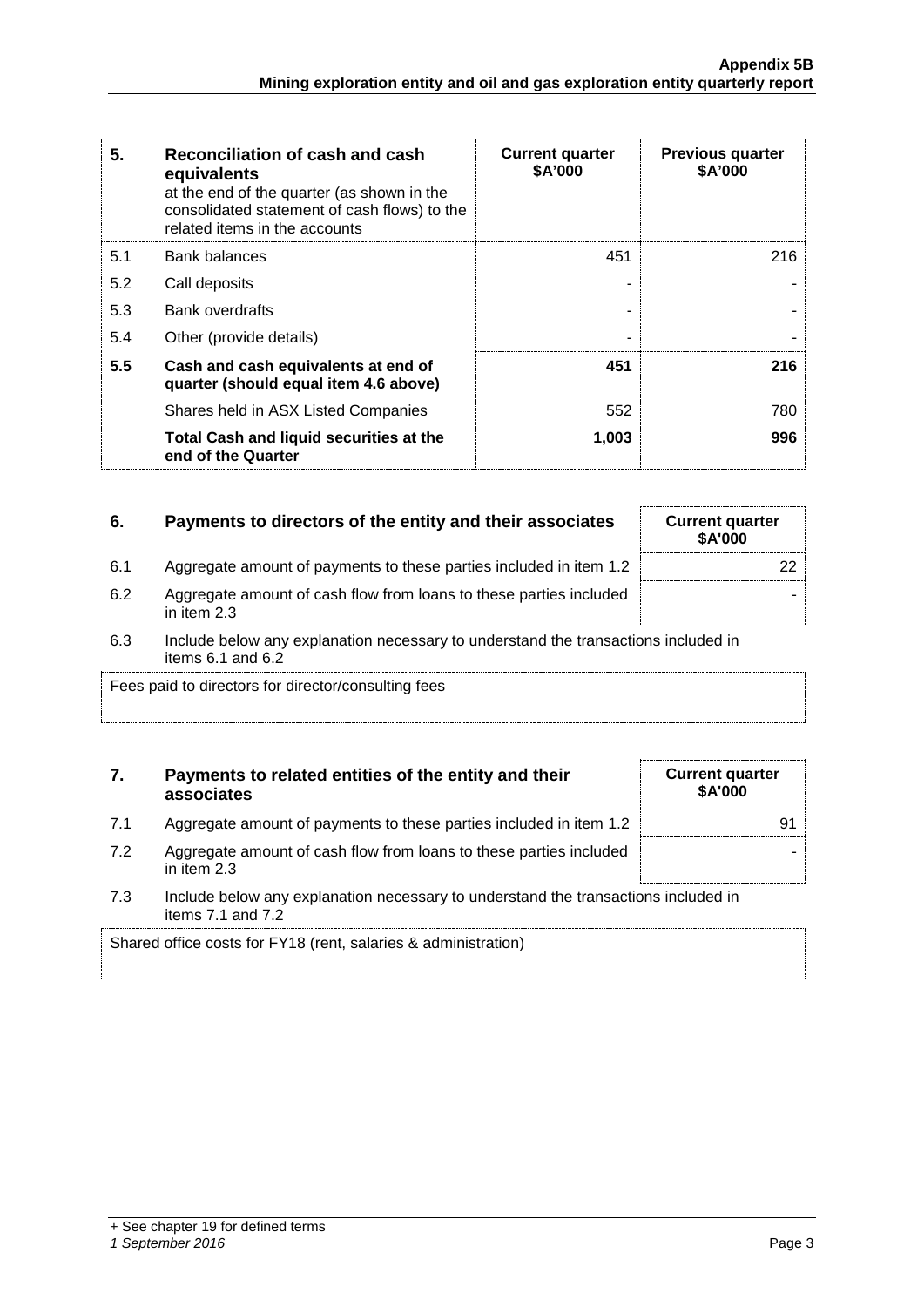| 5. | Reconciliation of cash and cash equivalents at the end of the quarter (as shown in the consolidated statement of cash flows) to the related items in the accounts | Current quarter \$A'000 | Previous quarter \$A'000 |
|---|---|---|---|
| 5.1 | Bank balances | 451 | 216 |
| 5.2 | Call deposits | - | - |
| 5.3 | Bank overdrafts | - | - |
| 5.4 | Other (provide details) | - | - |
| **5.5** | **Cash and cash equivalents at end of quarter (should equal item 4.6 above)** | **451** | **216** |
| | Shares held in ASX Listed Companies | 552 | 780 |
| | **Total Cash and liquid securities at the end of the Quarter** | **1,003** | **996** |

| 6. | Payments to directors of the entity and their associates | Current quarter \$A'000 |
|---|---|---|
| 6.1 | Aggregate amount of payments to these parties included in item 1.2 | 22 |
| 6.2 | Aggregate amount of cash flow from loans to these parties included in item 2.3 | - |

6.3 Include below any explanation necessary to understand the transactions included in items 6.1 and 6.2

Fees paid to directors for director/consulting fees

| 7. | Payments to related entities of the entity and their associates | Current quarter \$A'000 |
|---|---|---|
| 7.1 | Aggregate amount of payments to these parties included in item 1.2 | 91 |
| 7.2 | Aggregate amount of cash flow from loans to these parties included in item 2.3 | - |

7.3 Include below any explanation necessary to understand the transactions included in items 7.1 and 7.2

Shared office costs for FY18 (rent, salaries & administration)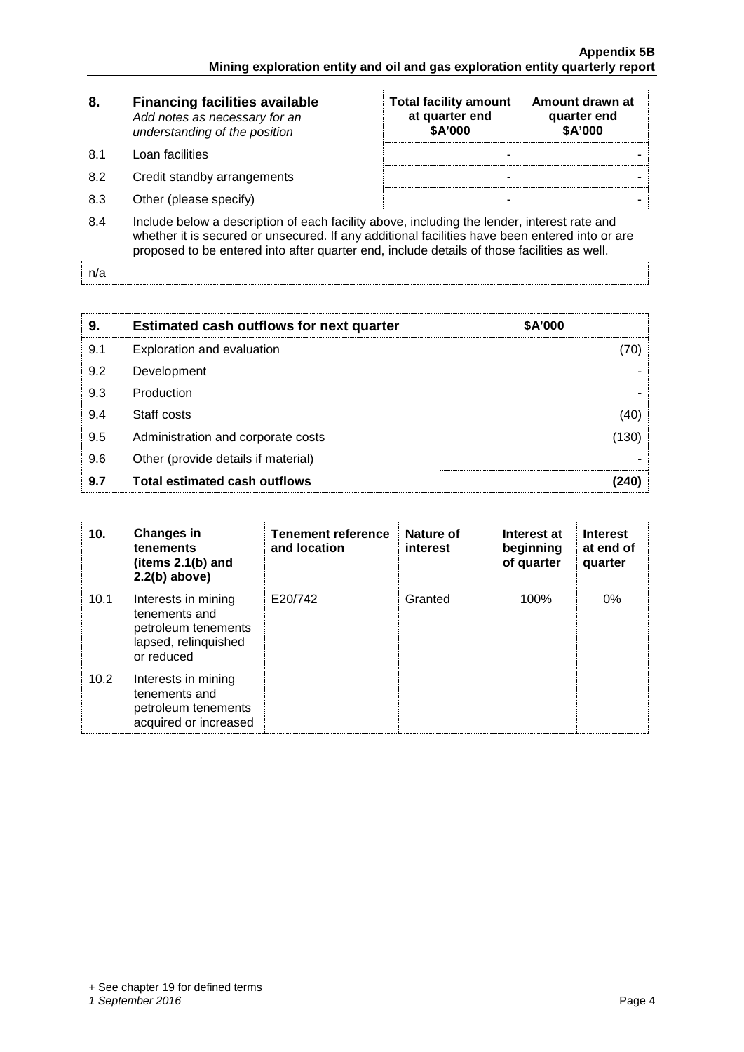| 8. | **Financing facilities available**<br>*Add notes as necessary for an understanding of the position* | **Total facility amount at quarter end**<br>**$A'000** | **Amount drawn at quarter end**<br>**$A'000** |
|---|---|---|---|
| 8.1 | Loan facilities | - | - |
| 8.2 | Credit standby arrangements | - | - |
| 8.3 | Other (please specify) | - | - |

8.4 Include below a description of each facility above, including the lender, interest rate and whether it is secured or unsecured. If any additional facilities have been entered into or are proposed to be entered into after quarter end, include details of those facilities as well.

n/a

| 9. | **Estimated cash outflows for next quarter** | **$A'000** |
|---|---|---|
| 9.1 | Exploration and evaluation | (70) |
| 9.2 | Development | - |
| 9.3 | Production | - |
| 9.4 | Staff costs | (40) |
| 9.5 | Administration and corporate costs | (130) |
| 9.6 | Other (provide details if material) | - |
| **9.7** | **Total estimated cash outflows** | **(240)** |

| 10. | **Changes in tenements (items 2.1(b) and 2.2(b) above)** | **Tenement reference and location** | **Nature of interest** | **Interest at beginning of quarter** | **Interest at end of quarter** |
|---|---|---|---|---|---|
| 10.1 | Interests in mining tenements and petroleum tenements lapsed, relinquished or reduced | E20/742 | Granted | 100% | 0% |
| 10.2 | Interests in mining tenements and petroleum tenements acquired or increased | | | | |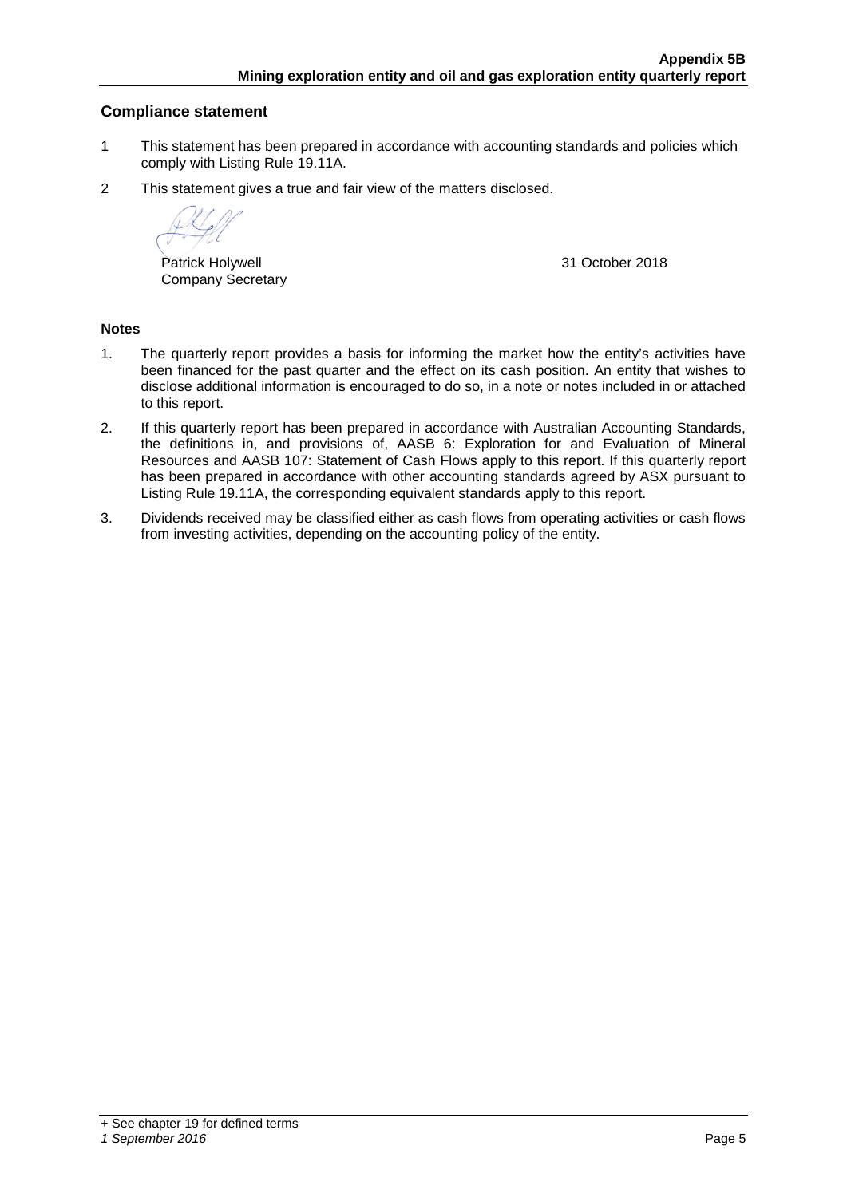## Compliance statement

1 This statement has been prepared in accordance with accounting standards and policies which comply with Listing Rule 19.11A.

2 This statement gives a true and fair view of the matters disclosed.

Patrick Holywell
Company Secretary

31 October 2018

**Notes**

1. The quarterly report provides a basis for informing the market how the entity's activities have been financed for the past quarter and the effect on its cash position. An entity that wishes to disclose additional information is encouraged to do so, in a note or notes included in or attached to this report.

2. If this quarterly report has been prepared in accordance with Australian Accounting Standards, the definitions in, and provisions of, AASB 6: Exploration for and Evaluation of Mineral Resources and AASB 107: Statement of Cash Flows apply to this report. If this quarterly report has been prepared in accordance with other accounting standards agreed by ASX pursuant to Listing Rule 19.11A, the corresponding equivalent standards apply to this report.

3. Dividends received may be classified either as cash flows from operating activities or cash flows from investing activities, depending on the accounting policy of the entity.

+ See chapter 19 for defined terms